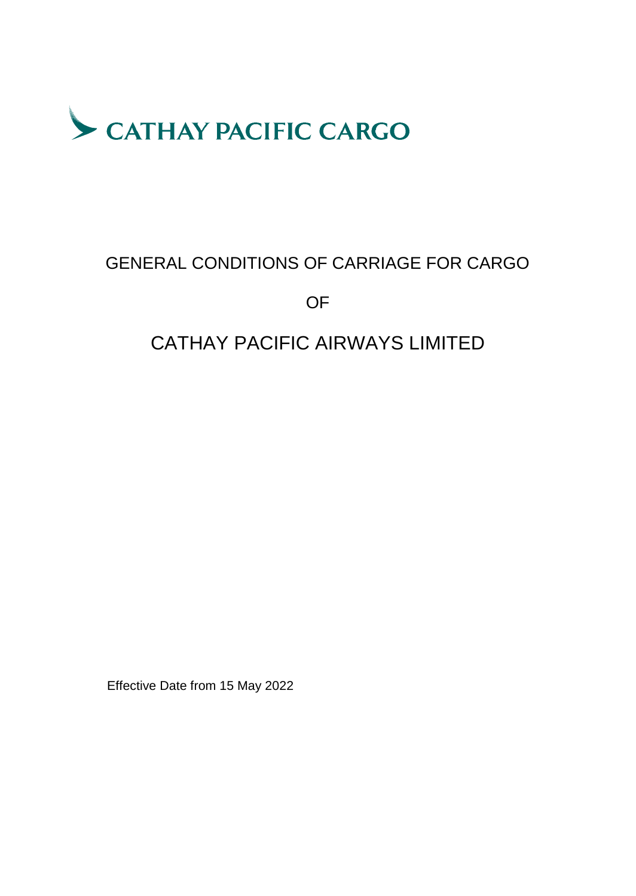CATHAY PACIFIC CARGO

# GENERAL CONDITIONS OF CARRIAGE FOR CARGO

OF

# CATHAY PACIFIC AIRWAYS LIMITED

Effective Date from 15 May 2022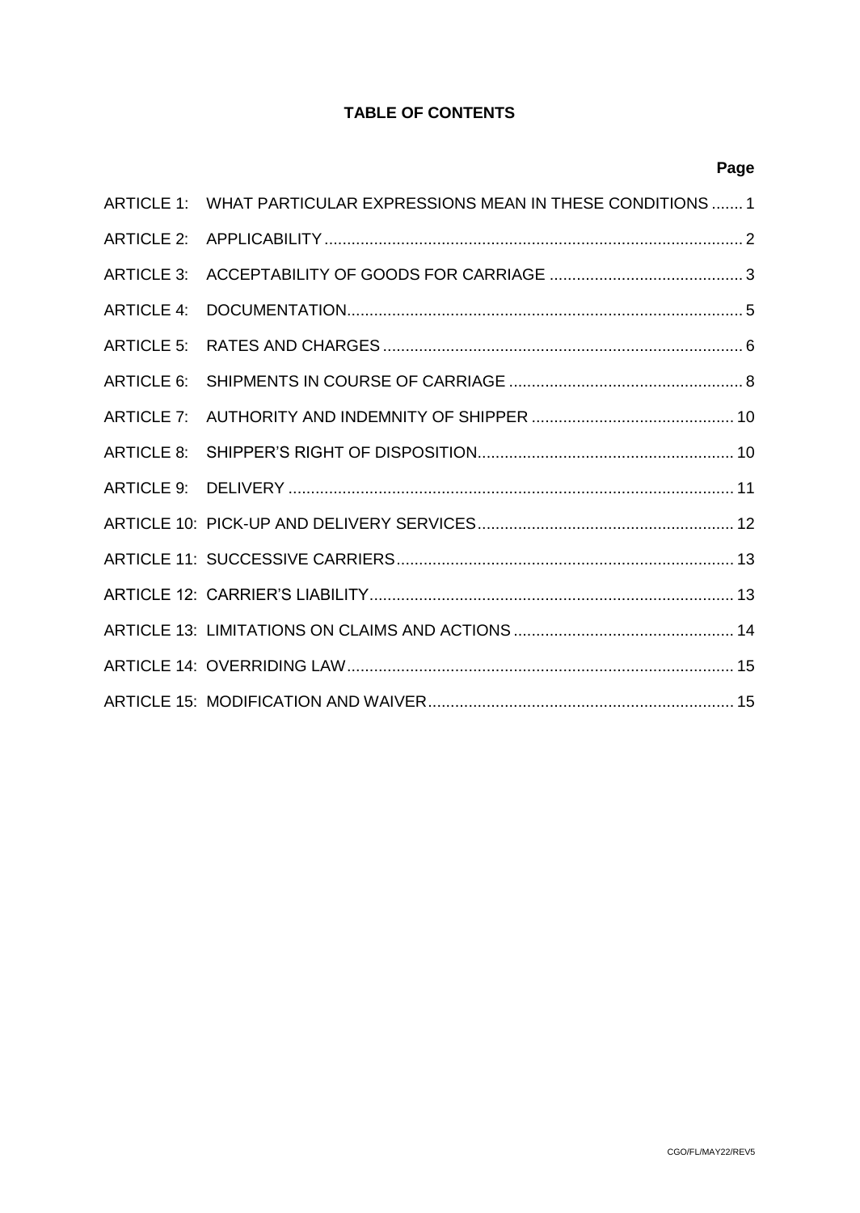**TABLE OF CONTENTS**

| | | Page |
|---|---|---|
| ARTICLE 1: | WHAT PARTICULAR EXPRESSIONS MEAN IN THESE CONDITIONS | 1 |
| ARTICLE 2: | APPLICABILITY | 2 |
| ARTICLE 3: | ACCEPTABILITY OF GOODS FOR CARRIAGE | 3 |
| ARTICLE 4: | DOCUMENTATION | 5 |
| ARTICLE 5: | RATES AND CHARGES | 6 |
| ARTICLE 6: | SHIPMENTS IN COURSE OF CARRIAGE | 8 |
| ARTICLE 7: | AUTHORITY AND INDEMNITY OF SHIPPER | 10 |
| ARTICLE 8: | SHIPPER'S RIGHT OF DISPOSITION | 10 |
| ARTICLE 9: | DELIVERY | 11 |
| ARTICLE 10: | PICK-UP AND DELIVERY SERVICES | 12 |
| ARTICLE 11: | SUCCESSIVE CARRIERS | 13 |
| ARTICLE 12: | CARRIER'S LIABILITY | 13 |
| ARTICLE 13: | LIMITATIONS ON CLAIMS AND ACTIONS | 14 |
| ARTICLE 14: | OVERRIDING LAW | 15 |
| ARTICLE 15: | MODIFICATION AND WAIVER | 15 |

CGO/FL/MAY22/REV5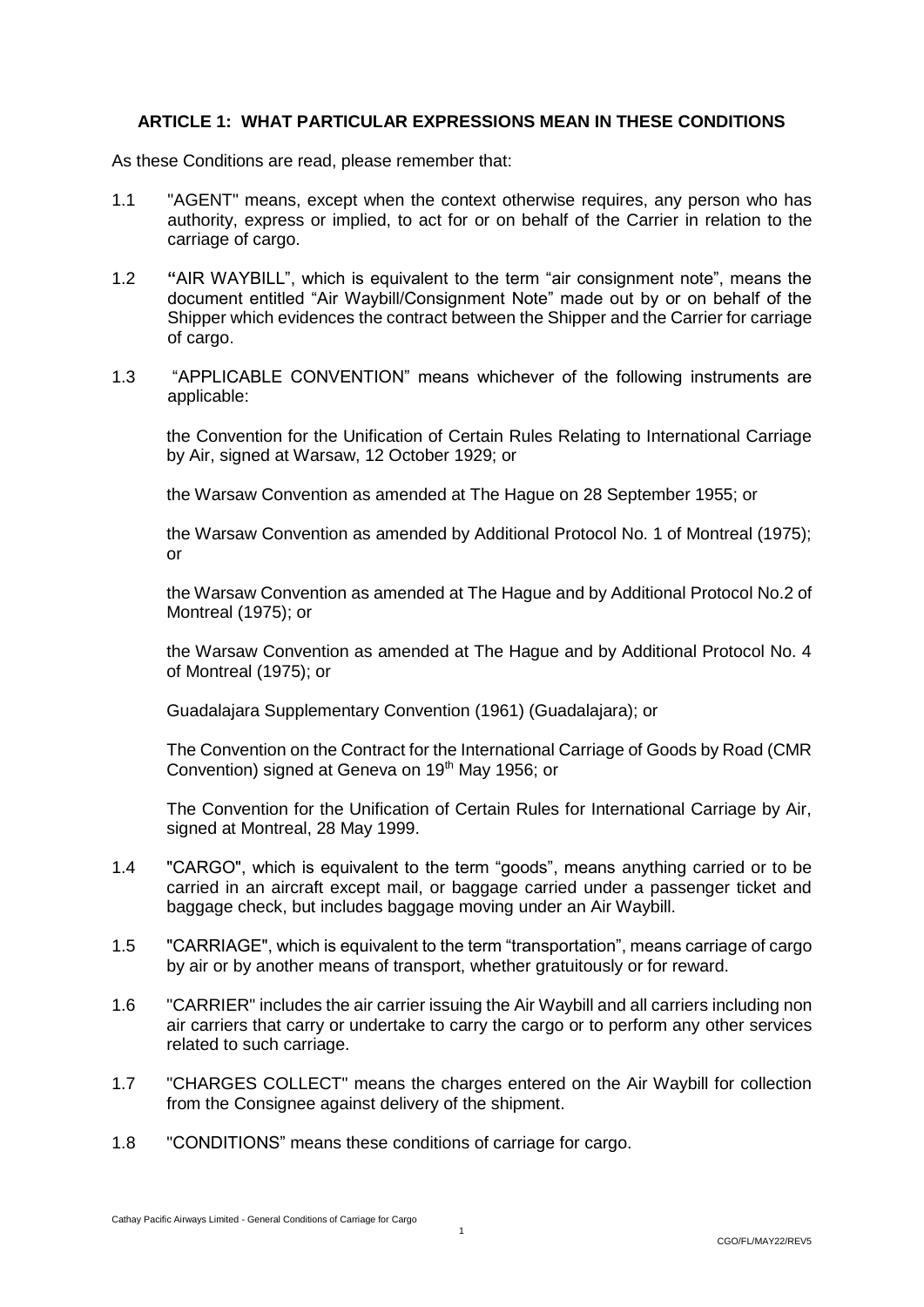## ARTICLE 1: WHAT PARTICULAR EXPRESSIONS MEAN IN THESE CONDITIONS

As these Conditions are read, please remember that:

1.1 "AGENT" means, except when the context otherwise requires, any person who has authority, express or implied, to act for or on behalf of the Carrier in relation to the carriage of cargo.

1.2 **"**AIR WAYBILL", which is equivalent to the term "air consignment note", means the document entitled "Air Waybill/Consignment Note" made out by or on behalf of the Shipper which evidences the contract between the Shipper and the Carrier for carriage of cargo.

1.3 "APPLICABLE CONVENTION" means whichever of the following instruments are applicable:

the Convention for the Unification of Certain Rules Relating to International Carriage by Air, signed at Warsaw, 12 October 1929; or

the Warsaw Convention as amended at The Hague on 28 September 1955; or

the Warsaw Convention as amended by Additional Protocol No. 1 of Montreal (1975); or

the Warsaw Convention as amended at The Hague and by Additional Protocol No.2 of Montreal (1975); or

the Warsaw Convention as amended at The Hague and by Additional Protocol No. 4 of Montreal (1975); or

Guadalajara Supplementary Convention (1961) (Guadalajara); or

The Convention on the Contract for the International Carriage of Goods by Road (CMR Convention) signed at Geneva on 19th May 1956; or

The Convention for the Unification of Certain Rules for International Carriage by Air, signed at Montreal, 28 May 1999.

1.4 "CARGO", which is equivalent to the term "goods", means anything carried or to be carried in an aircraft except mail, or baggage carried under a passenger ticket and baggage check, but includes baggage moving under an Air Waybill.

1.5 "CARRIAGE", which is equivalent to the term "transportation", means carriage of cargo by air or by another means of transport, whether gratuitously or for reward.

1.6 "CARRIER" includes the air carrier issuing the Air Waybill and all carriers including non air carriers that carry or undertake to carry the cargo or to perform any other services related to such carriage.

1.7 "CHARGES COLLECT" means the charges entered on the Air Waybill for collection from the Consignee against delivery of the shipment.

1.8 "CONDITIONS" means these conditions of carriage for cargo.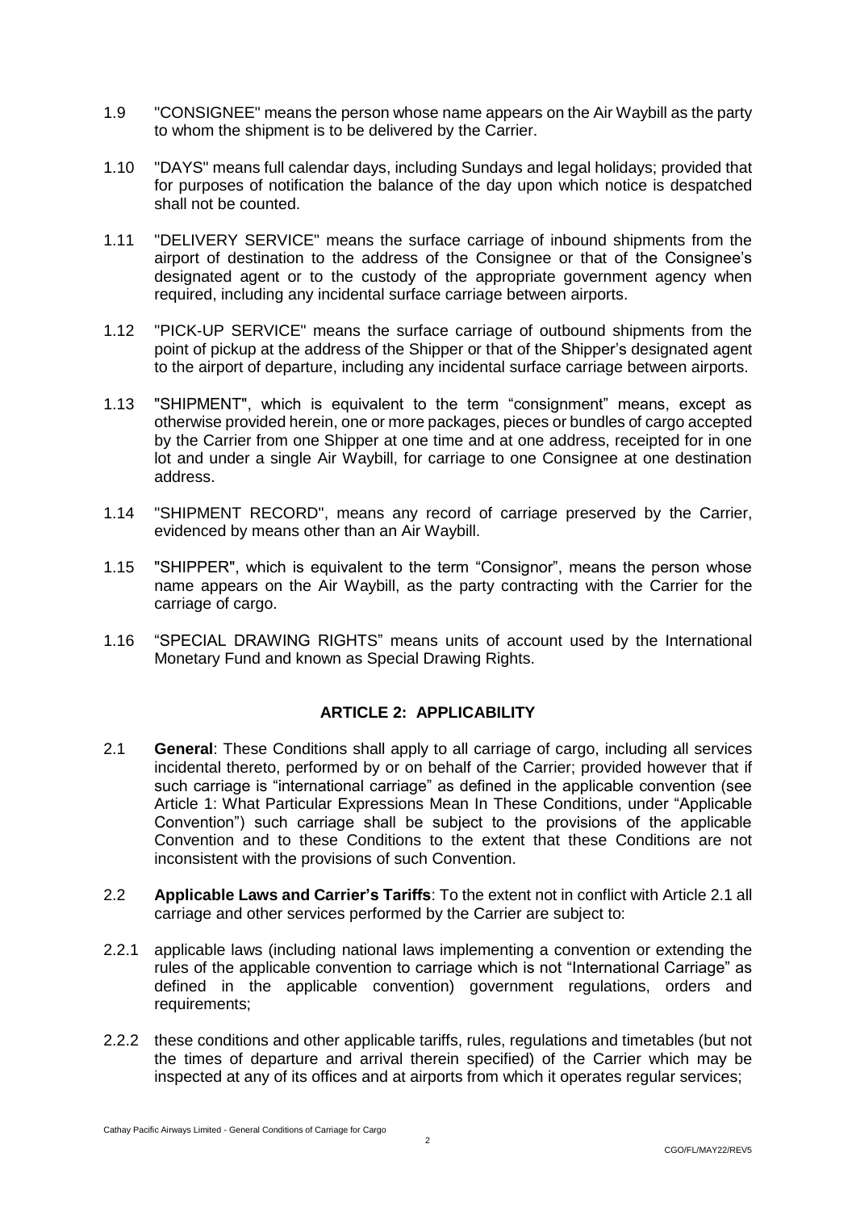1.9 "CONSIGNEE" means the person whose name appears on the Air Waybill as the party to whom the shipment is to be delivered by the Carrier.

1.10 "DAYS" means full calendar days, including Sundays and legal holidays; provided that for purposes of notification the balance of the day upon which notice is despatched shall not be counted.

1.11 "DELIVERY SERVICE" means the surface carriage of inbound shipments from the airport of destination to the address of the Consignee or that of the Consignee's designated agent or to the custody of the appropriate government agency when required, including any incidental surface carriage between airports.

1.12 "PICK-UP SERVICE" means the surface carriage of outbound shipments from the point of pickup at the address of the Shipper or that of the Shipper's designated agent to the airport of departure, including any incidental surface carriage between airports.

1.13 "SHIPMENT", which is equivalent to the term "consignment" means, except as otherwise provided herein, one or more packages, pieces or bundles of cargo accepted by the Carrier from one Shipper at one time and at one address, receipted for in one lot and under a single Air Waybill, for carriage to one Consignee at one destination address.

1.14 "SHIPMENT RECORD", means any record of carriage preserved by the Carrier, evidenced by means other than an Air Waybill.

1.15 "SHIPPER", which is equivalent to the term "Consignor", means the person whose name appears on the Air Waybill, as the party contracting with the Carrier for the carriage of cargo.

1.16 "SPECIAL DRAWING RIGHTS" means units of account used by the International Monetary Fund and known as Special Drawing Rights.

## ARTICLE 2: APPLICABILITY

2.1 **General**: These Conditions shall apply to all carriage of cargo, including all services incidental thereto, performed by or on behalf of the Carrier; provided however that if such carriage is "international carriage" as defined in the applicable convention (see Article 1: What Particular Expressions Mean In These Conditions, under "Applicable Convention") such carriage shall be subject to the provisions of the applicable Convention and to these Conditions to the extent that these Conditions are not inconsistent with the provisions of such Convention.

2.2 **Applicable Laws and Carrier's Tariffs**: To the extent not in conflict with Article 2.1 all carriage and other services performed by the Carrier are subject to:

2.2.1 applicable laws (including national laws implementing a convention or extending the rules of the applicable convention to carriage which is not "International Carriage" as defined in the applicable convention) government regulations, orders and requirements;

2.2.2 these conditions and other applicable tariffs, rules, regulations and timetables (but not the times of departure and arrival therein specified) of the Carrier which may be inspected at any of its offices and at airports from which it operates regular services;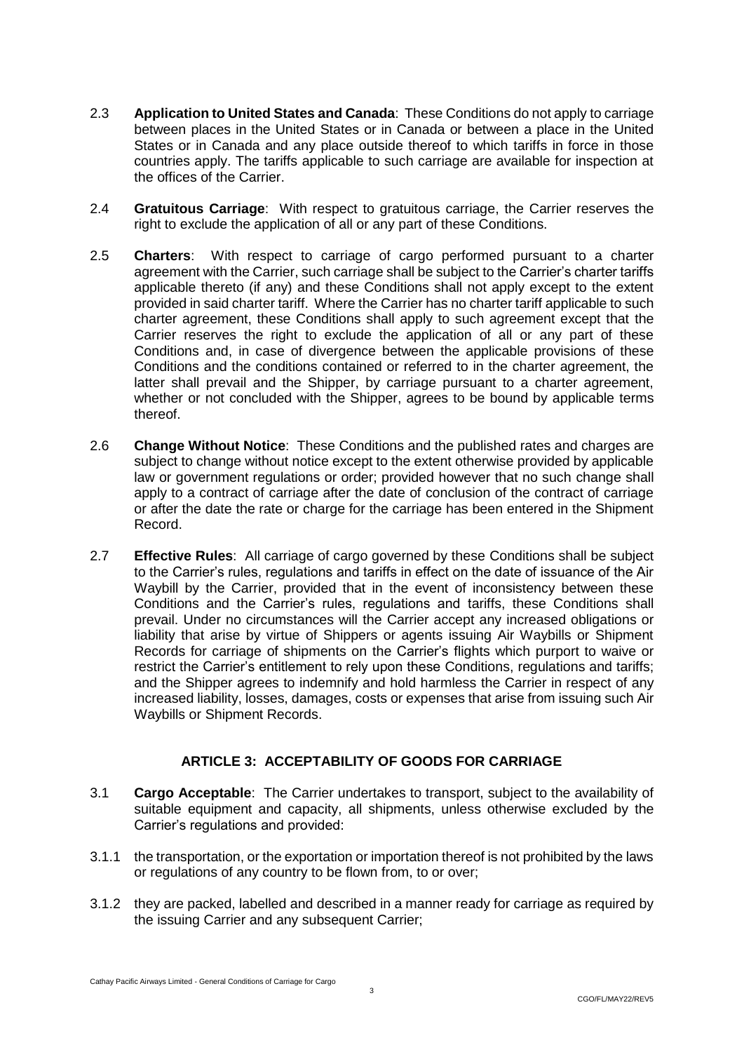2.3 **Application to United States and Canada**: These Conditions do not apply to carriage between places in the United States or in Canada or between a place in the United States or in Canada and any place outside thereof to which tariffs in force in those countries apply. The tariffs applicable to such carriage are available for inspection at the offices of the Carrier.

2.4 **Gratuitous Carriage**: With respect to gratuitous carriage, the Carrier reserves the right to exclude the application of all or any part of these Conditions.

2.5 **Charters**: With respect to carriage of cargo performed pursuant to a charter agreement with the Carrier, such carriage shall be subject to the Carrier's charter tariffs applicable thereto (if any) and these Conditions shall not apply except to the extent provided in said charter tariff. Where the Carrier has no charter tariff applicable to such charter agreement, these Conditions shall apply to such agreement except that the Carrier reserves the right to exclude the application of all or any part of these Conditions and, in case of divergence between the applicable provisions of these Conditions and the conditions contained or referred to in the charter agreement, the latter shall prevail and the Shipper, by carriage pursuant to a charter agreement, whether or not concluded with the Shipper, agrees to be bound by applicable terms thereof.

2.6 **Change Without Notice**: These Conditions and the published rates and charges are subject to change without notice except to the extent otherwise provided by applicable law or government regulations or order; provided however that no such change shall apply to a contract of carriage after the date of conclusion of the contract of carriage or after the date the rate or charge for the carriage has been entered in the Shipment Record.

2.7 **Effective Rules**: All carriage of cargo governed by these Conditions shall be subject to the Carrier's rules, regulations and tariffs in effect on the date of issuance of the Air Waybill by the Carrier, provided that in the event of inconsistency between these Conditions and the Carrier's rules, regulations and tariffs, these Conditions shall prevail. Under no circumstances will the Carrier accept any increased obligations or liability that arise by virtue of Shippers or agents issuing Air Waybills or Shipment Records for carriage of shipments on the Carrier's flights which purport to waive or restrict the Carrier's entitlement to rely upon these Conditions, regulations and tariffs; and the Shipper agrees to indemnify and hold harmless the Carrier in respect of any increased liability, losses, damages, costs or expenses that arise from issuing such Air Waybills or Shipment Records.

## ARTICLE 3: ACCEPTABILITY OF GOODS FOR CARRIAGE

3.1 **Cargo Acceptable**: The Carrier undertakes to transport, subject to the availability of suitable equipment and capacity, all shipments, unless otherwise excluded by the Carrier's regulations and provided:

3.1.1 the transportation, or the exportation or importation thereof is not prohibited by the laws or regulations of any country to be flown from, to or over;

3.1.2 they are packed, labelled and described in a manner ready for carriage as required by the issuing Carrier and any subsequent Carrier;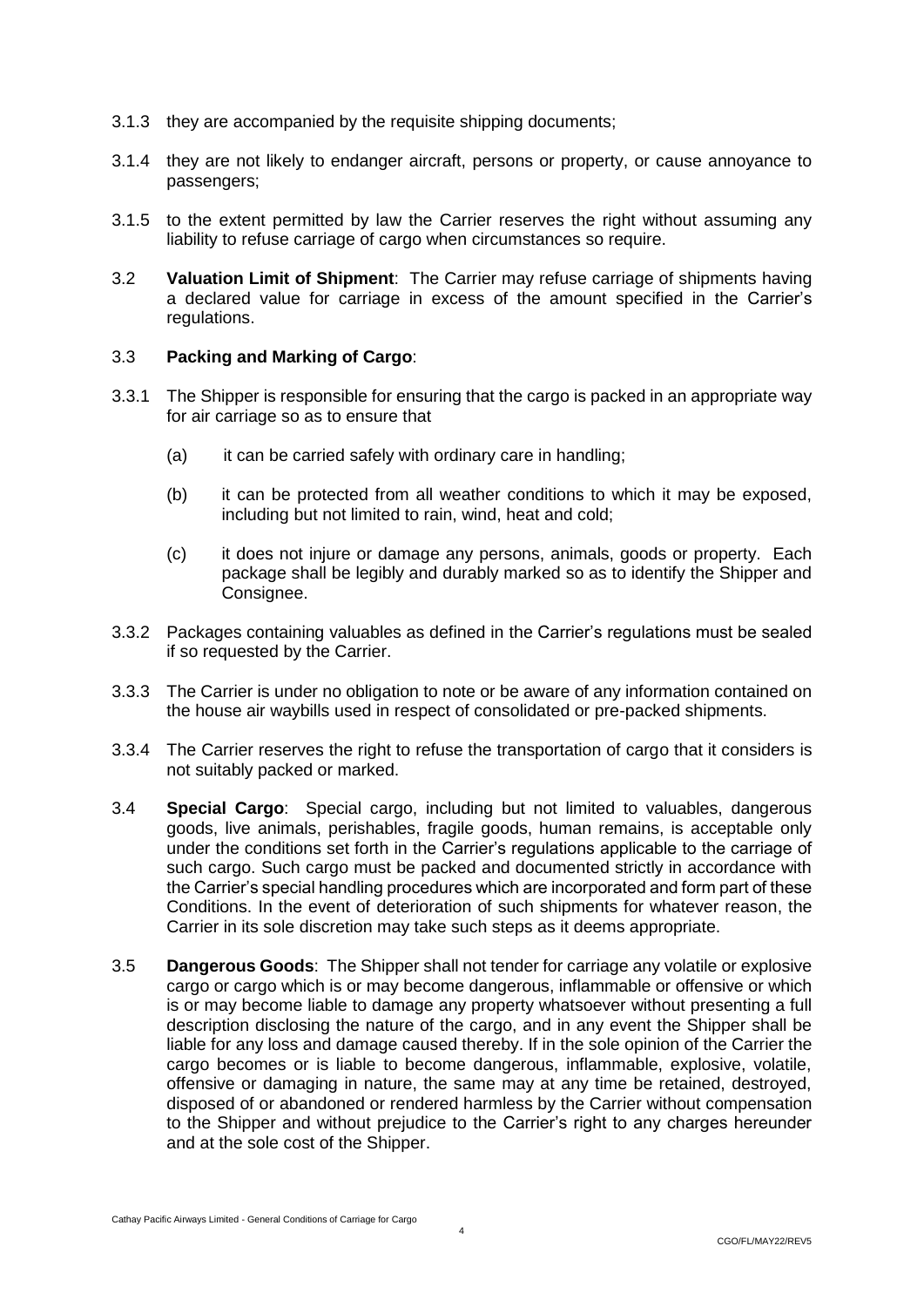3.1.3 they are accompanied by the requisite shipping documents;

3.1.4 they are not likely to endanger aircraft, persons or property, or cause annoyance to passengers;

3.1.5 to the extent permitted by law the Carrier reserves the right without assuming any liability to refuse carriage of cargo when circumstances so require.

3.2 **Valuation Limit of Shipment**: The Carrier may refuse carriage of shipments having a declared value for carriage in excess of the amount specified in the Carrier's regulations.

3.3 **Packing and Marking of Cargo**:

3.3.1 The Shipper is responsible for ensuring that the cargo is packed in an appropriate way for air carriage so as to ensure that

(a) it can be carried safely with ordinary care in handling;

(b) it can be protected from all weather conditions to which it may be exposed, including but not limited to rain, wind, heat and cold;

(c) it does not injure or damage any persons, animals, goods or property. Each package shall be legibly and durably marked so as to identify the Shipper and Consignee.

3.3.2 Packages containing valuables as defined in the Carrier's regulations must be sealed if so requested by the Carrier.

3.3.3 The Carrier is under no obligation to note or be aware of any information contained on the house air waybills used in respect of consolidated or pre-packed shipments.

3.3.4 The Carrier reserves the right to refuse the transportation of cargo that it considers is not suitably packed or marked.

3.4 **Special Cargo**: Special cargo, including but not limited to valuables, dangerous goods, live animals, perishables, fragile goods, human remains, is acceptable only under the conditions set forth in the Carrier's regulations applicable to the carriage of such cargo. Such cargo must be packed and documented strictly in accordance with the Carrier's special handling procedures which are incorporated and form part of these Conditions. In the event of deterioration of such shipments for whatever reason, the Carrier in its sole discretion may take such steps as it deems appropriate.

3.5 **Dangerous Goods**: The Shipper shall not tender for carriage any volatile or explosive cargo or cargo which is or may become dangerous, inflammable or offensive or which is or may become liable to damage any property whatsoever without presenting a full description disclosing the nature of the cargo, and in any event the Shipper shall be liable for any loss and damage caused thereby. If in the sole opinion of the Carrier the cargo becomes or is liable to become dangerous, inflammable, explosive, volatile, offensive or damaging in nature, the same may at any time be retained, destroyed, disposed of or abandoned or rendered harmless by the Carrier without compensation to the Shipper and without prejudice to the Carrier's right to any charges hereunder and at the sole cost of the Shipper.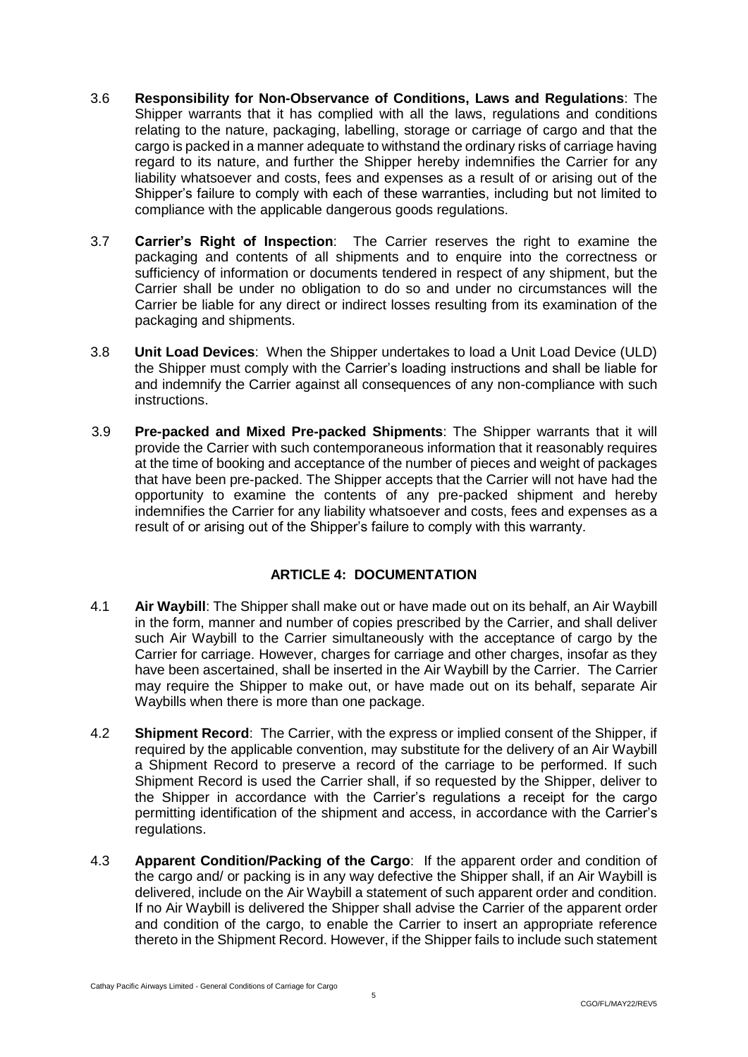3.6 **Responsibility for Non-Observance of Conditions, Laws and Regulations**: The Shipper warrants that it has complied with all the laws, regulations and conditions relating to the nature, packaging, labelling, storage or carriage of cargo and that the cargo is packed in a manner adequate to withstand the ordinary risks of carriage having regard to its nature, and further the Shipper hereby indemnifies the Carrier for any liability whatsoever and costs, fees and expenses as a result of or arising out of the Shipper's failure to comply with each of these warranties, including but not limited to compliance with the applicable dangerous goods regulations.

3.7 **Carrier's Right of Inspection**: The Carrier reserves the right to examine the packaging and contents of all shipments and to enquire into the correctness or sufficiency of information or documents tendered in respect of any shipment, but the Carrier shall be under no obligation to do so and under no circumstances will the Carrier be liable for any direct or indirect losses resulting from its examination of the packaging and shipments.

3.8 **Unit Load Devices**: When the Shipper undertakes to load a Unit Load Device (ULD) the Shipper must comply with the Carrier's loading instructions and shall be liable for and indemnify the Carrier against all consequences of any non-compliance with such instructions.

3.9 **Pre-packed and Mixed Pre-packed Shipments**: The Shipper warrants that it will provide the Carrier with such contemporaneous information that it reasonably requires at the time of booking and acceptance of the number of pieces and weight of packages that have been pre-packed. The Shipper accepts that the Carrier will not have had the opportunity to examine the contents of any pre-packed shipment and hereby indemnifies the Carrier for any liability whatsoever and costs, fees and expenses as a result of or arising out of the Shipper's failure to comply with this warranty.

## ARTICLE 4: DOCUMENTATION

4.1 **Air Waybill**: The Shipper shall make out or have made out on its behalf, an Air Waybill in the form, manner and number of copies prescribed by the Carrier, and shall deliver such Air Waybill to the Carrier simultaneously with the acceptance of cargo by the Carrier for carriage. However, charges for carriage and other charges, insofar as they have been ascertained, shall be inserted in the Air Waybill by the Carrier. The Carrier may require the Shipper to make out, or have made out on its behalf, separate Air Waybills when there is more than one package.

4.2 **Shipment Record**: The Carrier, with the express or implied consent of the Shipper, if required by the applicable convention, may substitute for the delivery of an Air Waybill a Shipment Record to preserve a record of the carriage to be performed. If such Shipment Record is used the Carrier shall, if so requested by the Shipper, deliver to the Shipper in accordance with the Carrier's regulations a receipt for the cargo permitting identification of the shipment and access, in accordance with the Carrier's regulations.

4.3 **Apparent Condition/Packing of the Cargo**: If the apparent order and condition of the cargo and/ or packing is in any way defective the Shipper shall, if an Air Waybill is delivered, include on the Air Waybill a statement of such apparent order and condition. If no Air Waybill is delivered the Shipper shall advise the Carrier of the apparent order and condition of the cargo, to enable the Carrier to insert an appropriate reference thereto in the Shipment Record. However, if the Shipper fails to include such statement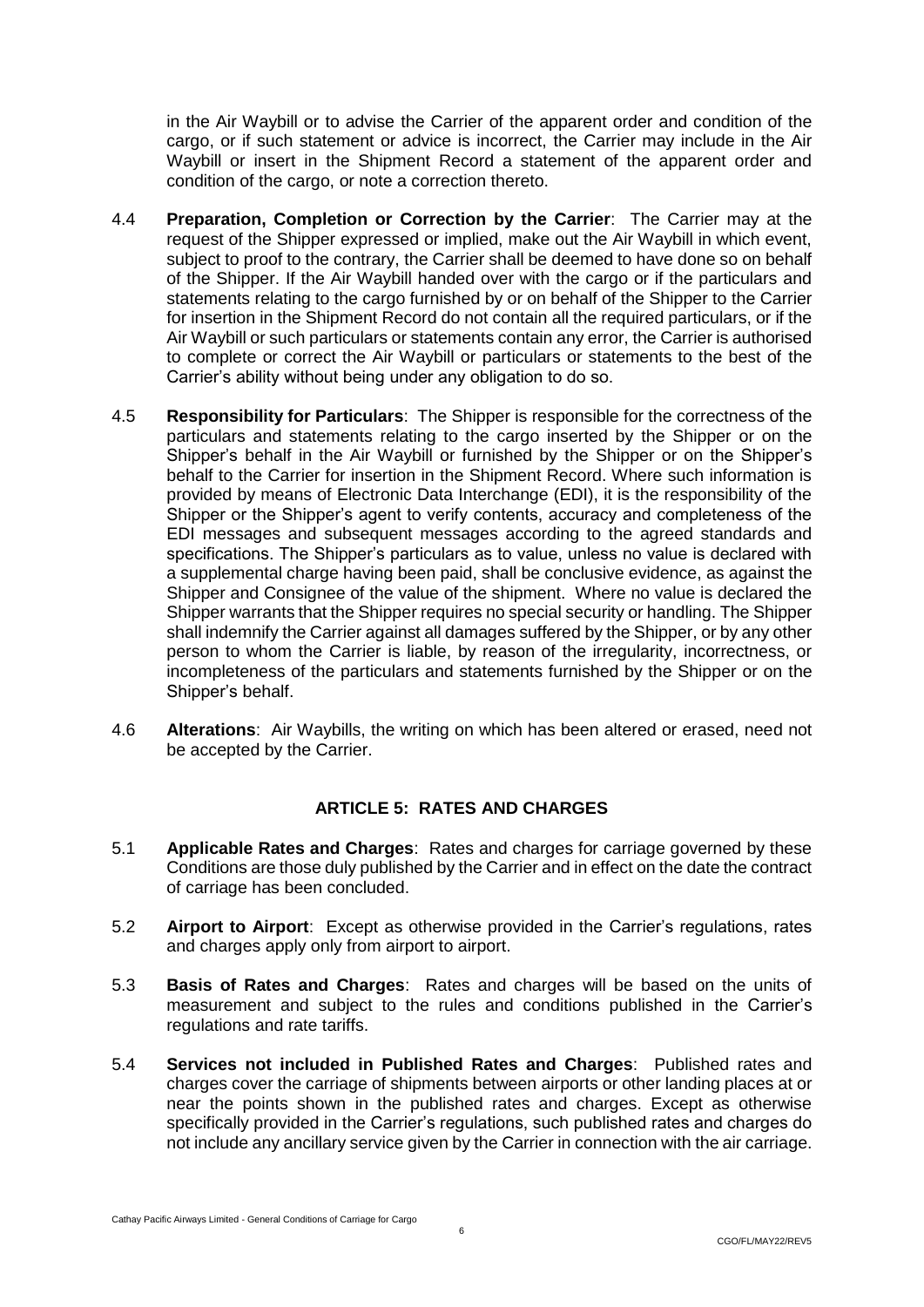in the Air Waybill or to advise the Carrier of the apparent order and condition of the cargo, or if such statement or advice is incorrect, the Carrier may include in the Air Waybill or insert in the Shipment Record a statement of the apparent order and condition of the cargo, or note a correction thereto.

4.4 **Preparation, Completion or Correction by the Carrier**: The Carrier may at the request of the Shipper expressed or implied, make out the Air Waybill in which event, subject to proof to the contrary, the Carrier shall be deemed to have done so on behalf of the Shipper. If the Air Waybill handed over with the cargo or if the particulars and statements relating to the cargo furnished by or on behalf of the Shipper to the Carrier for insertion in the Shipment Record do not contain all the required particulars, or if the Air Waybill or such particulars or statements contain any error, the Carrier is authorised to complete or correct the Air Waybill or particulars or statements to the best of the Carrier's ability without being under any obligation to do so.

4.5 **Responsibility for Particulars**: The Shipper is responsible for the correctness of the particulars and statements relating to the cargo inserted by the Shipper or on the Shipper's behalf in the Air Waybill or furnished by the Shipper or on the Shipper's behalf to the Carrier for insertion in the Shipment Record. Where such information is provided by means of Electronic Data Interchange (EDI), it is the responsibility of the Shipper or the Shipper's agent to verify contents, accuracy and completeness of the EDI messages and subsequent messages according to the agreed standards and specifications. The Shipper's particulars as to value, unless no value is declared with a supplemental charge having been paid, shall be conclusive evidence, as against the Shipper and Consignee of the value of the shipment. Where no value is declared the Shipper warrants that the Shipper requires no special security or handling. The Shipper shall indemnify the Carrier against all damages suffered by the Shipper, or by any other person to whom the Carrier is liable, by reason of the irregularity, incorrectness, or incompleteness of the particulars and statements furnished by the Shipper or on the Shipper's behalf.

4.6 **Alterations**: Air Waybills, the writing on which has been altered or erased, need not be accepted by the Carrier.

## ARTICLE 5: RATES AND CHARGES

5.1 **Applicable Rates and Charges**: Rates and charges for carriage governed by these Conditions are those duly published by the Carrier and in effect on the date the contract of carriage has been concluded.

5.2 **Airport to Airport**: Except as otherwise provided in the Carrier's regulations, rates and charges apply only from airport to airport.

5.3 **Basis of Rates and Charges**: Rates and charges will be based on the units of measurement and subject to the rules and conditions published in the Carrier's regulations and rate tariffs.

5.4 **Services not included in Published Rates and Charges**: Published rates and charges cover the carriage of shipments between airports or other landing places at or near the points shown in the published rates and charges. Except as otherwise specifically provided in the Carrier's regulations, such published rates and charges do not include any ancillary service given by the Carrier in connection with the air carriage.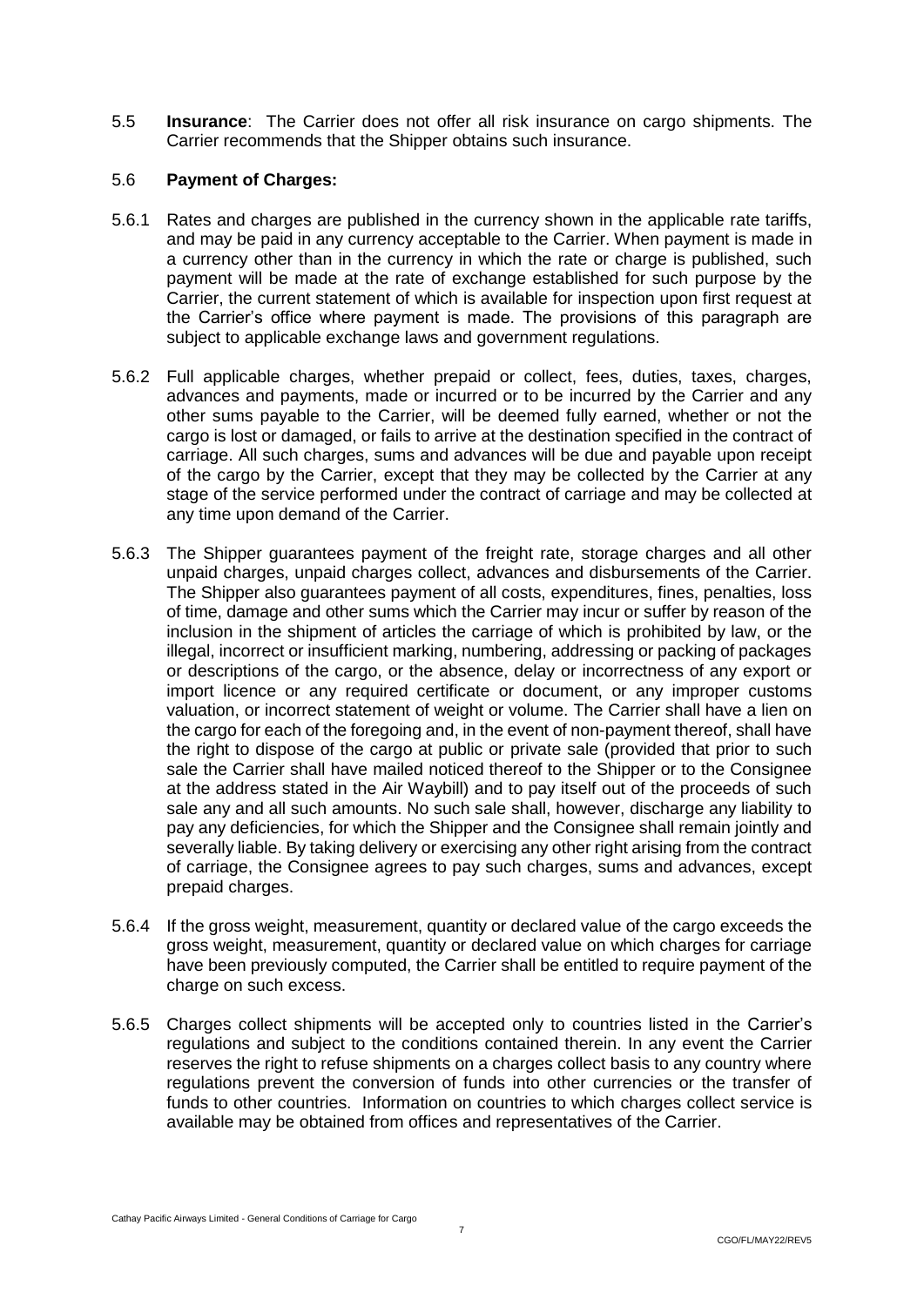5.5 **Insurance**: The Carrier does not offer all risk insurance on cargo shipments. The Carrier recommends that the Shipper obtains such insurance.

5.6 **Payment of Charges:**

5.6.1 Rates and charges are published in the currency shown in the applicable rate tariffs, and may be paid in any currency acceptable to the Carrier. When payment is made in a currency other than in the currency in which the rate or charge is published, such payment will be made at the rate of exchange established for such purpose by the Carrier, the current statement of which is available for inspection upon first request at the Carrier's office where payment is made. The provisions of this paragraph are subject to applicable exchange laws and government regulations.

5.6.2 Full applicable charges, whether prepaid or collect, fees, duties, taxes, charges, advances and payments, made or incurred or to be incurred by the Carrier and any other sums payable to the Carrier, will be deemed fully earned, whether or not the cargo is lost or damaged, or fails to arrive at the destination specified in the contract of carriage. All such charges, sums and advances will be due and payable upon receipt of the cargo by the Carrier, except that they may be collected by the Carrier at any stage of the service performed under the contract of carriage and may be collected at any time upon demand of the Carrier.

5.6.3 The Shipper guarantees payment of the freight rate, storage charges and all other unpaid charges, unpaid charges collect, advances and disbursements of the Carrier. The Shipper also guarantees payment of all costs, expenditures, fines, penalties, loss of time, damage and other sums which the Carrier may incur or suffer by reason of the inclusion in the shipment of articles the carriage of which is prohibited by law, or the illegal, incorrect or insufficient marking, numbering, addressing or packing of packages or descriptions of the cargo, or the absence, delay or incorrectness of any export or import licence or any required certificate or document, or any improper customs valuation, or incorrect statement of weight or volume. The Carrier shall have a lien on the cargo for each of the foregoing and, in the event of non-payment thereof, shall have the right to dispose of the cargo at public or private sale (provided that prior to such sale the Carrier shall have mailed noticed thereof to the Shipper or to the Consignee at the address stated in the Air Waybill) and to pay itself out of the proceeds of such sale any and all such amounts. No such sale shall, however, discharge any liability to pay any deficiencies, for which the Shipper and the Consignee shall remain jointly and severally liable. By taking delivery or exercising any other right arising from the contract of carriage, the Consignee agrees to pay such charges, sums and advances, except prepaid charges.

5.6.4 If the gross weight, measurement, quantity or declared value of the cargo exceeds the gross weight, measurement, quantity or declared value on which charges for carriage have been previously computed, the Carrier shall be entitled to require payment of the charge on such excess.

5.6.5 Charges collect shipments will be accepted only to countries listed in the Carrier's regulations and subject to the conditions contained therein. In any event the Carrier reserves the right to refuse shipments on a charges collect basis to any country where regulations prevent the conversion of funds into other currencies or the transfer of funds to other countries. Information on countries to which charges collect service is available may be obtained from offices and representatives of the Carrier.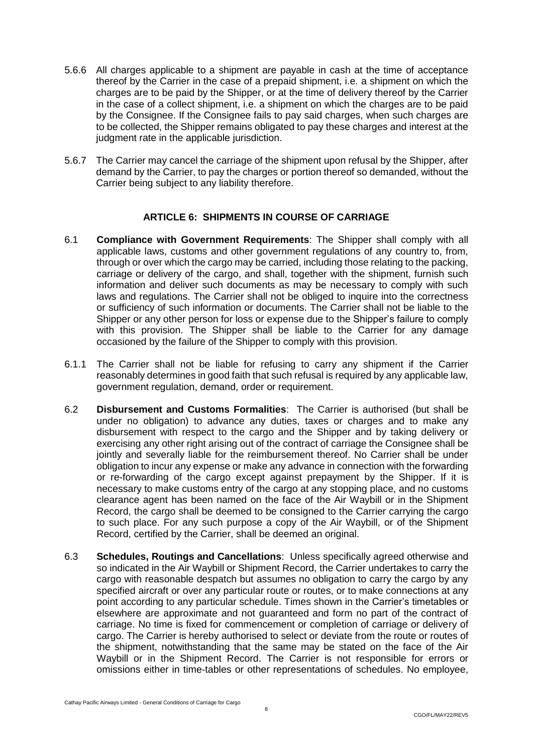5.6.6 All charges applicable to a shipment are payable in cash at the time of acceptance thereof by the Carrier in the case of a prepaid shipment, i.e. a shipment on which the charges are to be paid by the Shipper, or at the time of delivery thereof by the Carrier in the case of a collect shipment, i.e. a shipment on which the charges are to be paid by the Consignee. If the Consignee fails to pay said charges, when such charges are to be collected, the Shipper remains obligated to pay these charges and interest at the judgment rate in the applicable jurisdiction.

5.6.7 The Carrier may cancel the carriage of the shipment upon refusal by the Shipper, after demand by the Carrier, to pay the charges or portion thereof so demanded, without the Carrier being subject to any liability therefore.

## ARTICLE 6: SHIPMENTS IN COURSE OF CARRIAGE

6.1 **Compliance with Government Requirements**: The Shipper shall comply with all applicable laws, customs and other government regulations of any country to, from, through or over which the cargo may be carried, including those relating to the packing, carriage or delivery of the cargo, and shall, together with the shipment, furnish such information and deliver such documents as may be necessary to comply with such laws and regulations. The Carrier shall not be obliged to inquire into the correctness or sufficiency of such information or documents. The Carrier shall not be liable to the Shipper or any other person for loss or expense due to the Shipper's failure to comply with this provision. The Shipper shall be liable to the Carrier for any damage occasioned by the failure of the Shipper to comply with this provision.

6.1.1 The Carrier shall not be liable for refusing to carry any shipment if the Carrier reasonably determines in good faith that such refusal is required by any applicable law, government regulation, demand, order or requirement.

6.2 **Disbursement and Customs Formalities**: The Carrier is authorised (but shall be under no obligation) to advance any duties, taxes or charges and to make any disbursement with respect to the cargo and the Shipper and by taking delivery or exercising any other right arising out of the contract of carriage the Consignee shall be jointly and severally liable for the reimbursement thereof. No Carrier shall be under obligation to incur any expense or make any advance in connection with the forwarding or re-forwarding of the cargo except against prepayment by the Shipper. If it is necessary to make customs entry of the cargo at any stopping place, and no customs clearance agent has been named on the face of the Air Waybill or in the Shipment Record, the cargo shall be deemed to be consigned to the Carrier carrying the cargo to such place. For any such purpose a copy of the Air Waybill, or of the Shipment Record, certified by the Carrier, shall be deemed an original.

6.3 **Schedules, Routings and Cancellations**: Unless specifically agreed otherwise and so indicated in the Air Waybill or Shipment Record, the Carrier undertakes to carry the cargo with reasonable despatch but assumes no obligation to carry the cargo by any specified aircraft or over any particular route or routes, or to make connections at any point according to any particular schedule. Times shown in the Carrier's timetables or elsewhere are approximate and not guaranteed and form no part of the contract of carriage. No time is fixed for commencement or completion of carriage or delivery of cargo. The Carrier is hereby authorised to select or deviate from the route or routes of the shipment, notwithstanding that the same may be stated on the face of the Air Waybill or in the Shipment Record. The Carrier is not responsible for errors or omissions either in time-tables or other representations of schedules. No employee,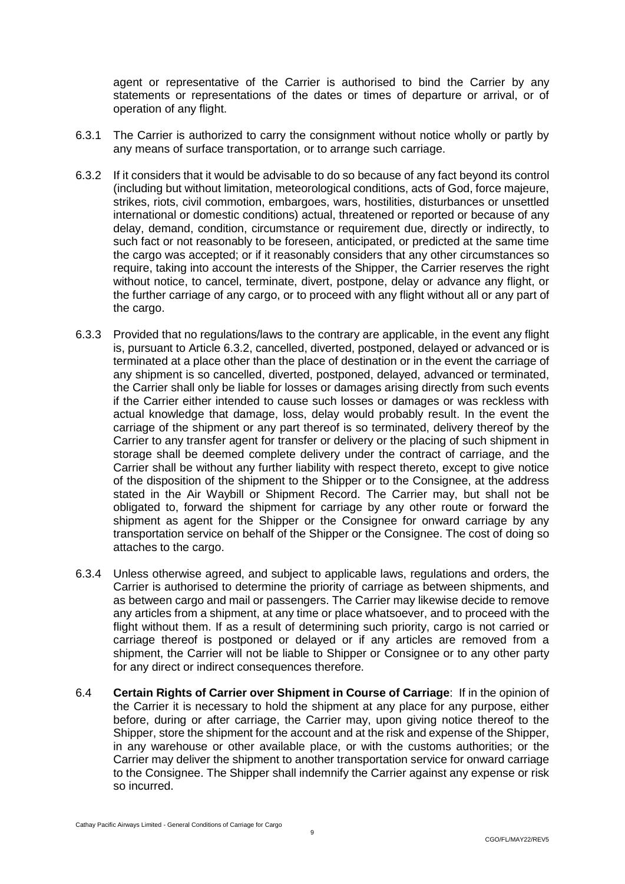agent or representative of the Carrier is authorised to bind the Carrier by any statements or representations of the dates or times of departure or arrival, or of operation of any flight.

6.3.1 The Carrier is authorized to carry the consignment without notice wholly or partly by any means of surface transportation, or to arrange such carriage.

6.3.2 If it considers that it would be advisable to do so because of any fact beyond its control (including but without limitation, meteorological conditions, acts of God, force majeure, strikes, riots, civil commotion, embargoes, wars, hostilities, disturbances or unsettled international or domestic conditions) actual, threatened or reported or because of any delay, demand, condition, circumstance or requirement due, directly or indirectly, to such fact or not reasonably to be foreseen, anticipated, or predicted at the same time the cargo was accepted; or if it reasonably considers that any other circumstances so require, taking into account the interests of the Shipper, the Carrier reserves the right without notice, to cancel, terminate, divert, postpone, delay or advance any flight, or the further carriage of any cargo, or to proceed with any flight without all or any part of the cargo.

6.3.3 Provided that no regulations/laws to the contrary are applicable, in the event any flight is, pursuant to Article 6.3.2, cancelled, diverted, postponed, delayed or advanced or is terminated at a place other than the place of destination or in the event the carriage of any shipment is so cancelled, diverted, postponed, delayed, advanced or terminated, the Carrier shall only be liable for losses or damages arising directly from such events if the Carrier either intended to cause such losses or damages or was reckless with actual knowledge that damage, loss, delay would probably result. In the event the carriage of the shipment or any part thereof is so terminated, delivery thereof by the Carrier to any transfer agent for transfer or delivery or the placing of such shipment in storage shall be deemed complete delivery under the contract of carriage, and the Carrier shall be without any further liability with respect thereto, except to give notice of the disposition of the shipment to the Shipper or to the Consignee, at the address stated in the Air Waybill or Shipment Record. The Carrier may, but shall not be obligated to, forward the shipment for carriage by any other route or forward the shipment as agent for the Shipper or the Consignee for onward carriage by any transportation service on behalf of the Shipper or the Consignee. The cost of doing so attaches to the cargo.

6.3.4 Unless otherwise agreed, and subject to applicable laws, regulations and orders, the Carrier is authorised to determine the priority of carriage as between shipments, and as between cargo and mail or passengers. The Carrier may likewise decide to remove any articles from a shipment, at any time or place whatsoever, and to proceed with the flight without them. If as a result of determining such priority, cargo is not carried or carriage thereof is postponed or delayed or if any articles are removed from a shipment, the Carrier will not be liable to Shipper or Consignee or to any other party for any direct or indirect consequences therefore.

6.4 **Certain Rights of Carrier over Shipment in Course of Carriage**: If in the opinion of the Carrier it is necessary to hold the shipment at any place for any purpose, either before, during or after carriage, the Carrier may, upon giving notice thereof to the Shipper, store the shipment for the account and at the risk and expense of the Shipper, in any warehouse or other available place, or with the customs authorities; or the Carrier may deliver the shipment to another transportation service for onward carriage to the Consignee. The Shipper shall indemnify the Carrier against any expense or risk so incurred.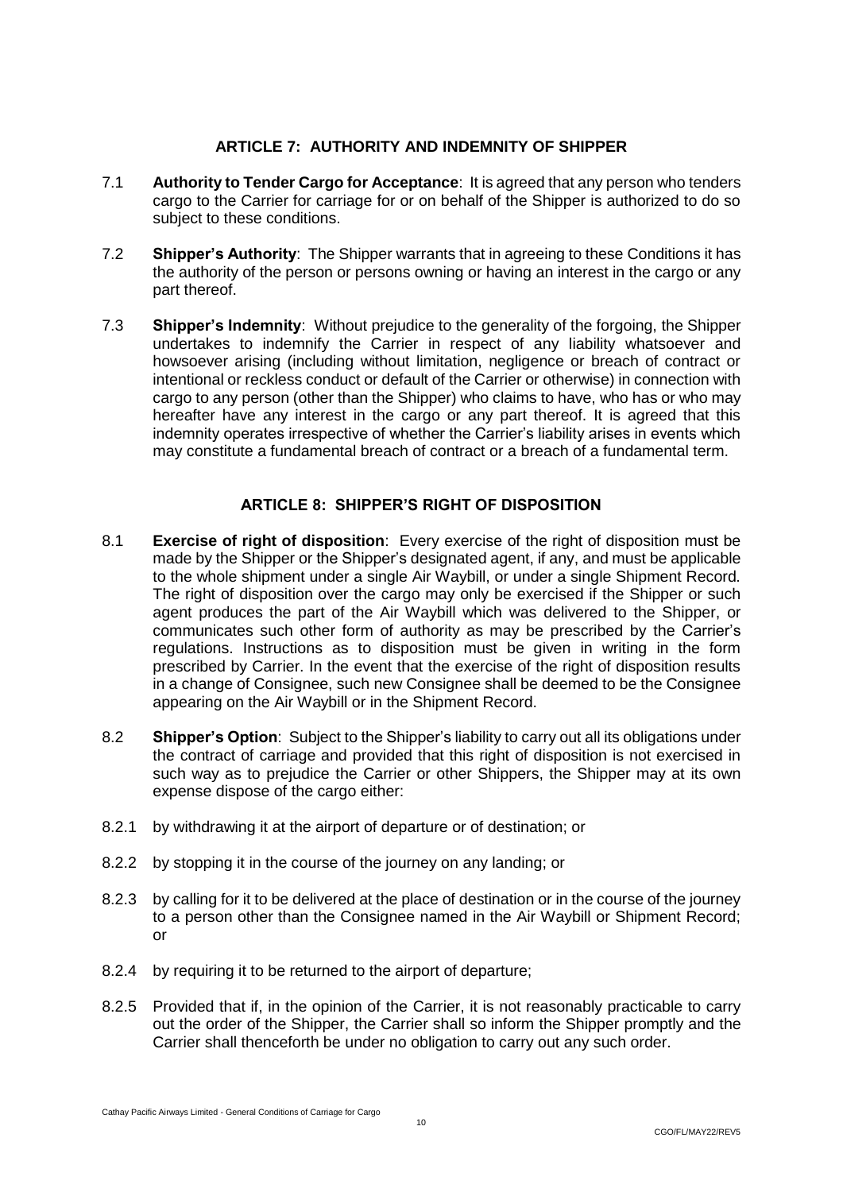## ARTICLE 7: AUTHORITY AND INDEMNITY OF SHIPPER

7.1 **Authority to Tender Cargo for Acceptance**: It is agreed that any person who tenders cargo to the Carrier for carriage for or on behalf of the Shipper is authorized to do so subject to these conditions.

7.2 **Shipper's Authority**: The Shipper warrants that in agreeing to these Conditions it has the authority of the person or persons owning or having an interest in the cargo or any part thereof.

7.3 **Shipper's Indemnity**: Without prejudice to the generality of the forgoing, the Shipper undertakes to indemnify the Carrier in respect of any liability whatsoever and howsoever arising (including without limitation, negligence or breach of contract or intentional or reckless conduct or default of the Carrier or otherwise) in connection with cargo to any person (other than the Shipper) who claims to have, who has or who may hereafter have any interest in the cargo or any part thereof. It is agreed that this indemnity operates irrespective of whether the Carrier's liability arises in events which may constitute a fundamental breach of contract or a breach of a fundamental term.

## ARTICLE 8: SHIPPER'S RIGHT OF DISPOSITION

8.1 **Exercise of right of disposition**: Every exercise of the right of disposition must be made by the Shipper or the Shipper's designated agent, if any, and must be applicable to the whole shipment under a single Air Waybill, or under a single Shipment Record. The right of disposition over the cargo may only be exercised if the Shipper or such agent produces the part of the Air Waybill which was delivered to the Shipper, or communicates such other form of authority as may be prescribed by the Carrier's regulations. Instructions as to disposition must be given in writing in the form prescribed by Carrier. In the event that the exercise of the right of disposition results in a change of Consignee, such new Consignee shall be deemed to be the Consignee appearing on the Air Waybill or in the Shipment Record.

8.2 **Shipper's Option**: Subject to the Shipper's liability to carry out all its obligations under the contract of carriage and provided that this right of disposition is not exercised in such way as to prejudice the Carrier or other Shippers, the Shipper may at its own expense dispose of the cargo either:

8.2.1 by withdrawing it at the airport of departure or of destination; or

8.2.2 by stopping it in the course of the journey on any landing; or

8.2.3 by calling for it to be delivered at the place of destination or in the course of the journey to a person other than the Consignee named in the Air Waybill or Shipment Record; or

8.2.4 by requiring it to be returned to the airport of departure;

8.2.5 Provided that if, in the opinion of the Carrier, it is not reasonably practicable to carry out the order of the Shipper, the Carrier shall so inform the Shipper promptly and the Carrier shall thenceforth be under no obligation to carry out any such order.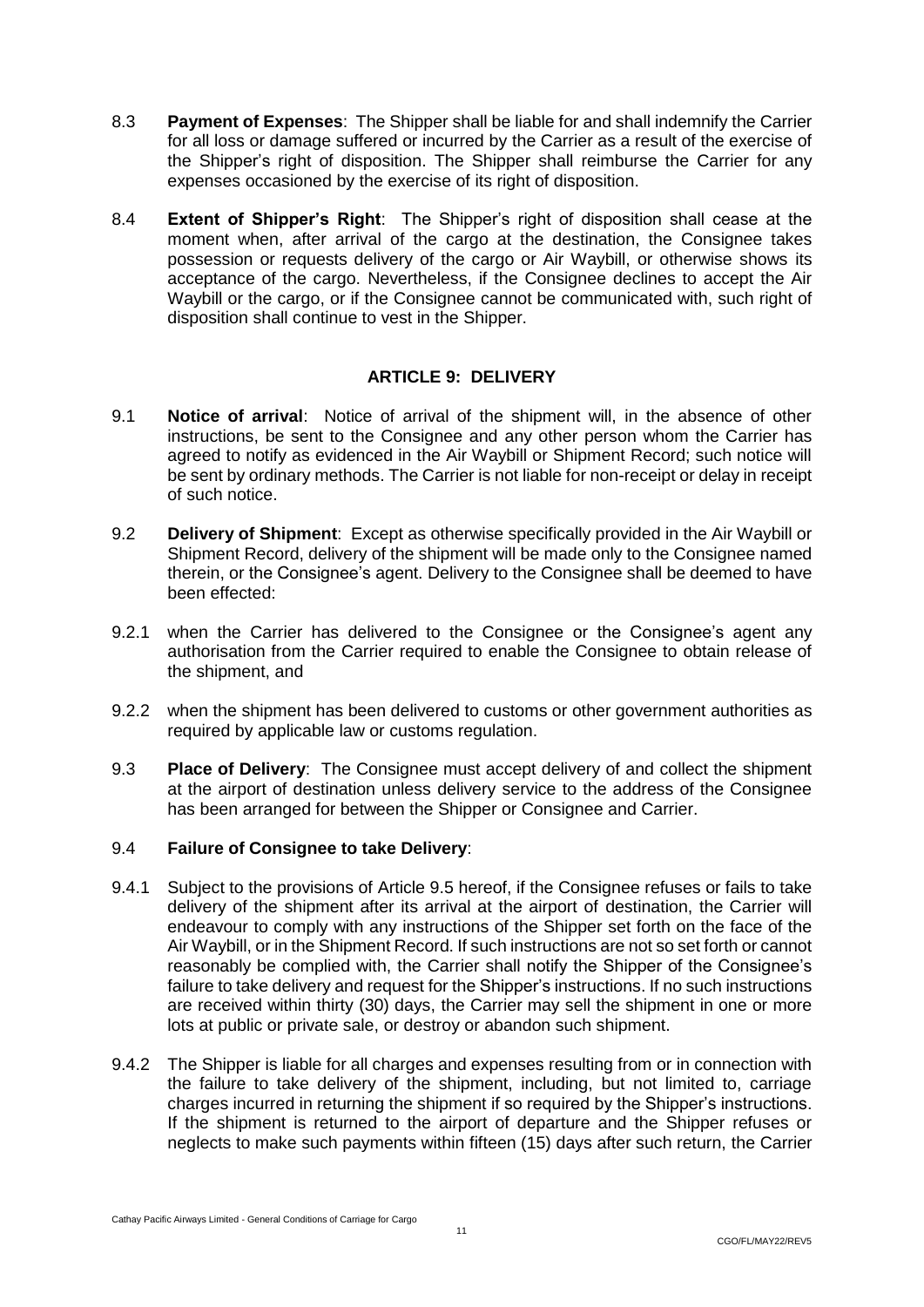8.3 **Payment of Expenses**: The Shipper shall be liable for and shall indemnify the Carrier for all loss or damage suffered or incurred by the Carrier as a result of the exercise of the Shipper's right of disposition. The Shipper shall reimburse the Carrier for any expenses occasioned by the exercise of its right of disposition.

8.4 **Extent of Shipper's Right**: The Shipper's right of disposition shall cease at the moment when, after arrival of the cargo at the destination, the Consignee takes possession or requests delivery of the cargo or Air Waybill, or otherwise shows its acceptance of the cargo. Nevertheless, if the Consignee declines to accept the Air Waybill or the cargo, or if the Consignee cannot be communicated with, such right of disposition shall continue to vest in the Shipper.

## ARTICLE 9: DELIVERY

9.1 **Notice of arrival**: Notice of arrival of the shipment will, in the absence of other instructions, be sent to the Consignee and any other person whom the Carrier has agreed to notify as evidenced in the Air Waybill or Shipment Record; such notice will be sent by ordinary methods. The Carrier is not liable for non-receipt or delay in receipt of such notice.

9.2 **Delivery of Shipment**: Except as otherwise specifically provided in the Air Waybill or Shipment Record, delivery of the shipment will be made only to the Consignee named therein, or the Consignee's agent. Delivery to the Consignee shall be deemed to have been effected:

9.2.1 when the Carrier has delivered to the Consignee or the Consignee's agent any authorisation from the Carrier required to enable the Consignee to obtain release of the shipment, and

9.2.2 when the shipment has been delivered to customs or other government authorities as required by applicable law or customs regulation.

9.3 **Place of Delivery**: The Consignee must accept delivery of and collect the shipment at the airport of destination unless delivery service to the address of the Consignee has been arranged for between the Shipper or Consignee and Carrier.

9.4 **Failure of Consignee to take Delivery**:

9.4.1 Subject to the provisions of Article 9.5 hereof, if the Consignee refuses or fails to take delivery of the shipment after its arrival at the airport of destination, the Carrier will endeavour to comply with any instructions of the Shipper set forth on the face of the Air Waybill, or in the Shipment Record. If such instructions are not so set forth or cannot reasonably be complied with, the Carrier shall notify the Shipper of the Consignee's failure to take delivery and request for the Shipper's instructions. If no such instructions are received within thirty (30) days, the Carrier may sell the shipment in one or more lots at public or private sale, or destroy or abandon such shipment.

9.4.2 The Shipper is liable for all charges and expenses resulting from or in connection with the failure to take delivery of the shipment, including, but not limited to, carriage charges incurred in returning the shipment if so required by the Shipper's instructions. If the shipment is returned to the airport of departure and the Shipper refuses or neglects to make such payments within fifteen (15) days after such return, the Carrier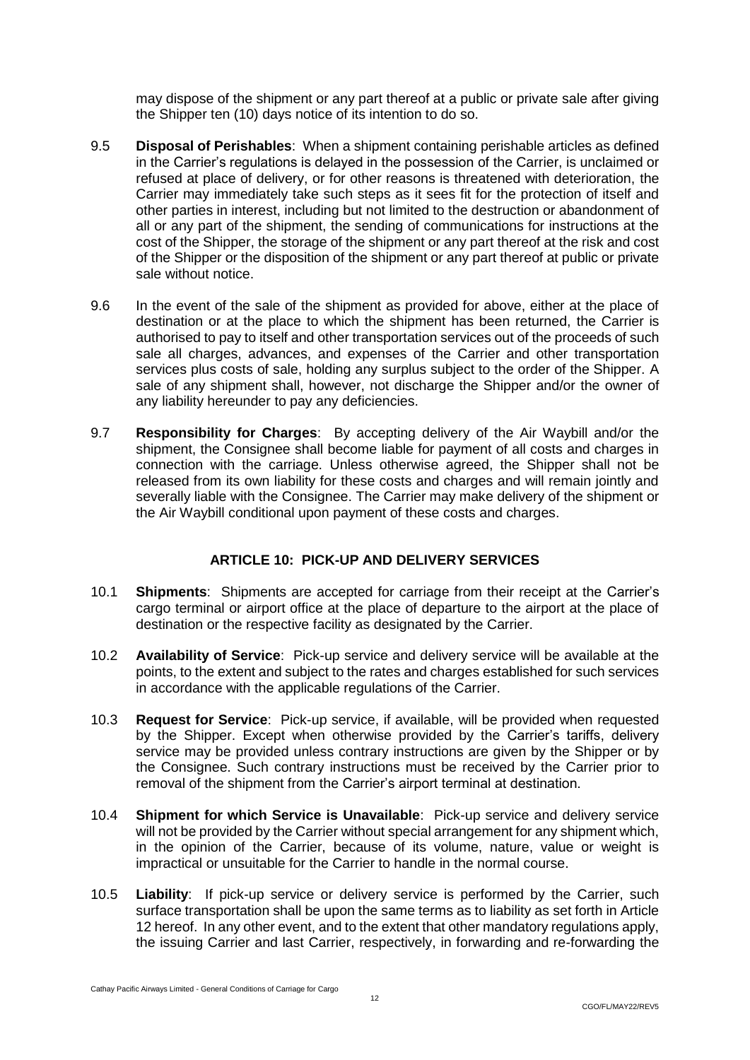may dispose of the shipment or any part thereof at a public or private sale after giving the Shipper ten (10) days notice of its intention to do so.

9.5 **Disposal of Perishables**: When a shipment containing perishable articles as defined in the Carrier's regulations is delayed in the possession of the Carrier, is unclaimed or refused at place of delivery, or for other reasons is threatened with deterioration, the Carrier may immediately take such steps as it sees fit for the protection of itself and other parties in interest, including but not limited to the destruction or abandonment of all or any part of the shipment, the sending of communications for instructions at the cost of the Shipper, the storage of the shipment or any part thereof at the risk and cost of the Shipper or the disposition of the shipment or any part thereof at public or private sale without notice.

9.6 In the event of the sale of the shipment as provided for above, either at the place of destination or at the place to which the shipment has been returned, the Carrier is authorised to pay to itself and other transportation services out of the proceeds of such sale all charges, advances, and expenses of the Carrier and other transportation services plus costs of sale, holding any surplus subject to the order of the Shipper. A sale of any shipment shall, however, not discharge the Shipper and/or the owner of any liability hereunder to pay any deficiencies.

9.7 **Responsibility for Charges**: By accepting delivery of the Air Waybill and/or the shipment, the Consignee shall become liable for payment of all costs and charges in connection with the carriage. Unless otherwise agreed, the Shipper shall not be released from its own liability for these costs and charges and will remain jointly and severally liable with the Consignee. The Carrier may make delivery of the shipment or the Air Waybill conditional upon payment of these costs and charges.

## ARTICLE 10: PICK-UP AND DELIVERY SERVICES

10.1 **Shipments**: Shipments are accepted for carriage from their receipt at the Carrier's cargo terminal or airport office at the place of departure to the airport at the place of destination or the respective facility as designated by the Carrier.

10.2 **Availability of Service**: Pick-up service and delivery service will be available at the points, to the extent and subject to the rates and charges established for such services in accordance with the applicable regulations of the Carrier.

10.3 **Request for Service**: Pick-up service, if available, will be provided when requested by the Shipper. Except when otherwise provided by the Carrier's tariffs, delivery service may be provided unless contrary instructions are given by the Shipper or by the Consignee. Such contrary instructions must be received by the Carrier prior to removal of the shipment from the Carrier's airport terminal at destination.

10.4 **Shipment for which Service is Unavailable**: Pick-up service and delivery service will not be provided by the Carrier without special arrangement for any shipment which, in the opinion of the Carrier, because of its volume, nature, value or weight is impractical or unsuitable for the Carrier to handle in the normal course.

10.5 **Liability**: If pick-up service or delivery service is performed by the Carrier, such surface transportation shall be upon the same terms as to liability as set forth in Article 12 hereof. In any other event, and to the extent that other mandatory regulations apply, the issuing Carrier and last Carrier, respectively, in forwarding and re-forwarding the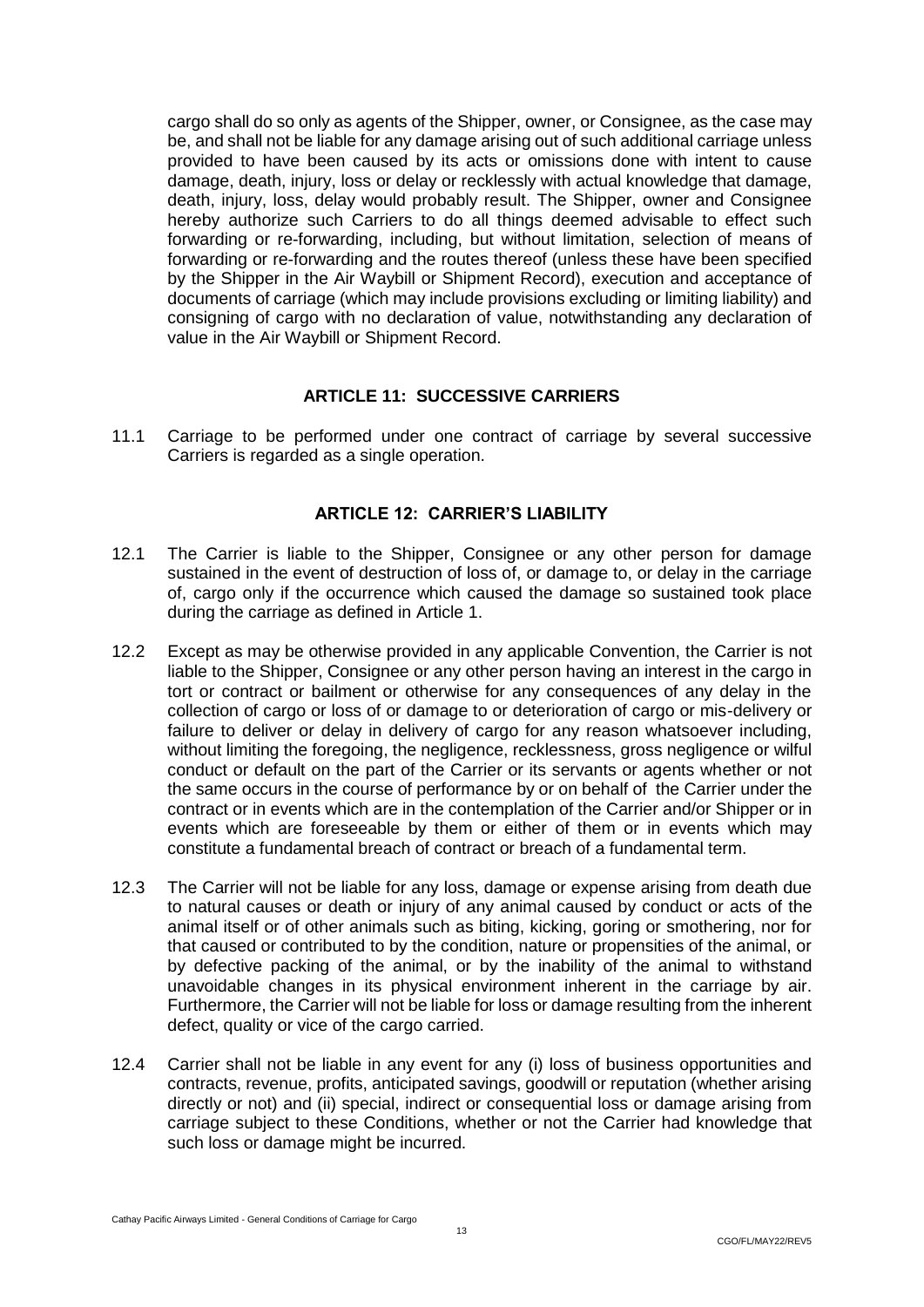cargo shall do so only as agents of the Shipper, owner, or Consignee, as the case may be, and shall not be liable for any damage arising out of such additional carriage unless provided to have been caused by its acts or omissions done with intent to cause damage, death, injury, loss or delay or recklessly with actual knowledge that damage, death, injury, loss, delay would probably result. The Shipper, owner and Consignee hereby authorize such Carriers to do all things deemed advisable to effect such forwarding or re-forwarding, including, but without limitation, selection of means of forwarding or re-forwarding and the routes thereof (unless these have been specified by the Shipper in the Air Waybill or Shipment Record), execution and acceptance of documents of carriage (which may include provisions excluding or limiting liability) and consigning of cargo with no declaration of value, notwithstanding any declaration of value in the Air Waybill or Shipment Record.

## ARTICLE 11: SUCCESSIVE CARRIERS

11.1 Carriage to be performed under one contract of carriage by several successive Carriers is regarded as a single operation.

## ARTICLE 12: CARRIER'S LIABILITY

12.1 The Carrier is liable to the Shipper, Consignee or any other person for damage sustained in the event of destruction of loss of, or damage to, or delay in the carriage of, cargo only if the occurrence which caused the damage so sustained took place during the carriage as defined in Article 1.

12.2 Except as may be otherwise provided in any applicable Convention, the Carrier is not liable to the Shipper, Consignee or any other person having an interest in the cargo in tort or contract or bailment or otherwise for any consequences of any delay in the collection of cargo or loss of or damage to or deterioration of cargo or mis-delivery or failure to deliver or delay in delivery of cargo for any reason whatsoever including, without limiting the foregoing, the negligence, recklessness, gross negligence or wilful conduct or default on the part of the Carrier or its servants or agents whether or not the same occurs in the course of performance by or on behalf of the Carrier under the contract or in events which are in the contemplation of the Carrier and/or Shipper or in events which are foreseeable by them or either of them or in events which may constitute a fundamental breach of contract or breach of a fundamental term.

12.3 The Carrier will not be liable for any loss, damage or expense arising from death due to natural causes or death or injury of any animal caused by conduct or acts of the animal itself or of other animals such as biting, kicking, goring or smothering, nor for that caused or contributed to by the condition, nature or propensities of the animal, or by defective packing of the animal, or by the inability of the animal to withstand unavoidable changes in its physical environment inherent in the carriage by air. Furthermore, the Carrier will not be liable for loss or damage resulting from the inherent defect, quality or vice of the cargo carried.

12.4 Carrier shall not be liable in any event for any (i) loss of business opportunities and contracts, revenue, profits, anticipated savings, goodwill or reputation (whether arising directly or not) and (ii) special, indirect or consequential loss or damage arising from carriage subject to these Conditions, whether or not the Carrier had knowledge that such loss or damage might be incurred.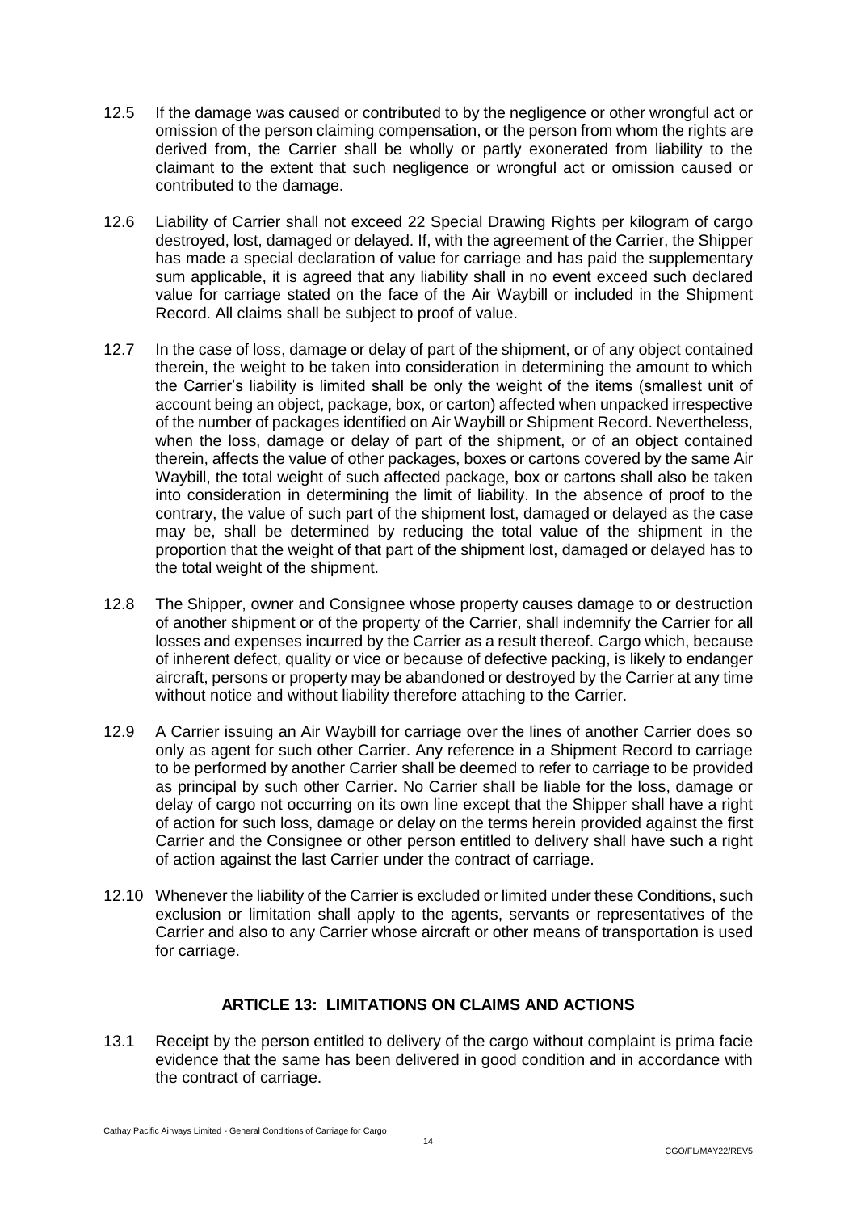12.5 If the damage was caused or contributed to by the negligence or other wrongful act or omission of the person claiming compensation, or the person from whom the rights are derived from, the Carrier shall be wholly or partly exonerated from liability to the claimant to the extent that such negligence or wrongful act or omission caused or contributed to the damage.

12.6 Liability of Carrier shall not exceed 22 Special Drawing Rights per kilogram of cargo destroyed, lost, damaged or delayed. If, with the agreement of the Carrier, the Shipper has made a special declaration of value for carriage and has paid the supplementary sum applicable, it is agreed that any liability shall in no event exceed such declared value for carriage stated on the face of the Air Waybill or included in the Shipment Record. All claims shall be subject to proof of value.

12.7 In the case of loss, damage or delay of part of the shipment, or of any object contained therein, the weight to be taken into consideration in determining the amount to which the Carrier's liability is limited shall be only the weight of the items (smallest unit of account being an object, package, box, or carton) affected when unpacked irrespective of the number of packages identified on Air Waybill or Shipment Record. Nevertheless, when the loss, damage or delay of part of the shipment, or of an object contained therein, affects the value of other packages, boxes or cartons covered by the same Air Waybill, the total weight of such affected package, box or cartons shall also be taken into consideration in determining the limit of liability. In the absence of proof to the contrary, the value of such part of the shipment lost, damaged or delayed as the case may be, shall be determined by reducing the total value of the shipment in the proportion that the weight of that part of the shipment lost, damaged or delayed has to the total weight of the shipment.

12.8 The Shipper, owner and Consignee whose property causes damage to or destruction of another shipment or of the property of the Carrier, shall indemnify the Carrier for all losses and expenses incurred by the Carrier as a result thereof. Cargo which, because of inherent defect, quality or vice or because of defective packing, is likely to endanger aircraft, persons or property may be abandoned or destroyed by the Carrier at any time without notice and without liability therefore attaching to the Carrier.

12.9 A Carrier issuing an Air Waybill for carriage over the lines of another Carrier does so only as agent for such other Carrier. Any reference in a Shipment Record to carriage to be performed by another Carrier shall be deemed to refer to carriage to be provided as principal by such other Carrier. No Carrier shall be liable for the loss, damage or delay of cargo not occurring on its own line except that the Shipper shall have a right of action for such loss, damage or delay on the terms herein provided against the first Carrier and the Consignee or other person entitled to delivery shall have such a right of action against the last Carrier under the contract of carriage.

12.10 Whenever the liability of the Carrier is excluded or limited under these Conditions, such exclusion or limitation shall apply to the agents, servants or representatives of the Carrier and also to any Carrier whose aircraft or other means of transportation is used for carriage.

## ARTICLE 13: LIMITATIONS ON CLAIMS AND ACTIONS

13.1 Receipt by the person entitled to delivery of the cargo without complaint is prima facie evidence that the same has been delivered in good condition and in accordance with the contract of carriage.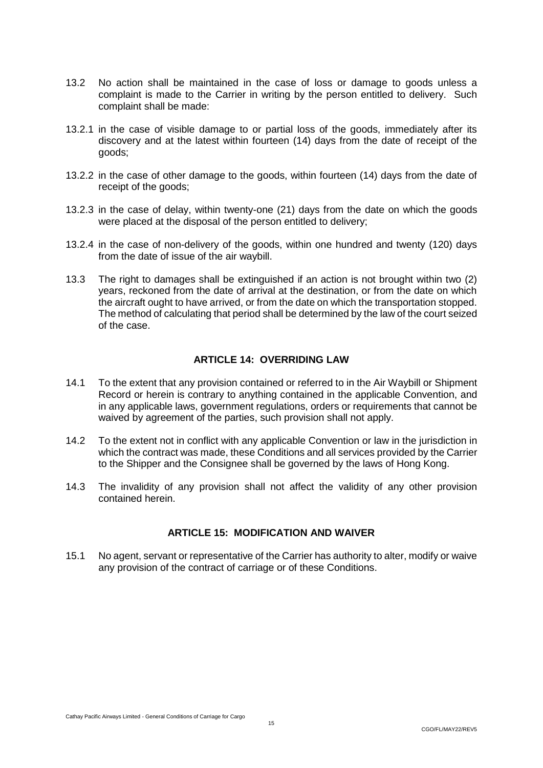13.2 No action shall be maintained in the case of loss or damage to goods unless a complaint is made to the Carrier in writing by the person entitled to delivery. Such complaint shall be made:

13.2.1 in the case of visible damage to or partial loss of the goods, immediately after its discovery and at the latest within fourteen (14) days from the date of receipt of the goods;

13.2.2 in the case of other damage to the goods, within fourteen (14) days from the date of receipt of the goods;

13.2.3 in the case of delay, within twenty-one (21) days from the date on which the goods were placed at the disposal of the person entitled to delivery;

13.2.4 in the case of non-delivery of the goods, within one hundred and twenty (120) days from the date of issue of the air waybill.

13.3 The right to damages shall be extinguished if an action is not brought within two (2) years, reckoned from the date of arrival at the destination, or from the date on which the aircraft ought to have arrived, or from the date on which the transportation stopped. The method of calculating that period shall be determined by the law of the court seized of the case.

## ARTICLE 14: OVERRIDING LAW

14.1 To the extent that any provision contained or referred to in the Air Waybill or Shipment Record or herein is contrary to anything contained in the applicable Convention, and in any applicable laws, government regulations, orders or requirements that cannot be waived by agreement of the parties, such provision shall not apply.

14.2 To the extent not in conflict with any applicable Convention or law in the jurisdiction in which the contract was made, these Conditions and all services provided by the Carrier to the Shipper and the Consignee shall be governed by the laws of Hong Kong.

14.3 The invalidity of any provision shall not affect the validity of any other provision contained herein.

## ARTICLE 15: MODIFICATION AND WAIVER

15.1 No agent, servant or representative of the Carrier has authority to alter, modify or waive any provision of the contract of carriage or of these Conditions.